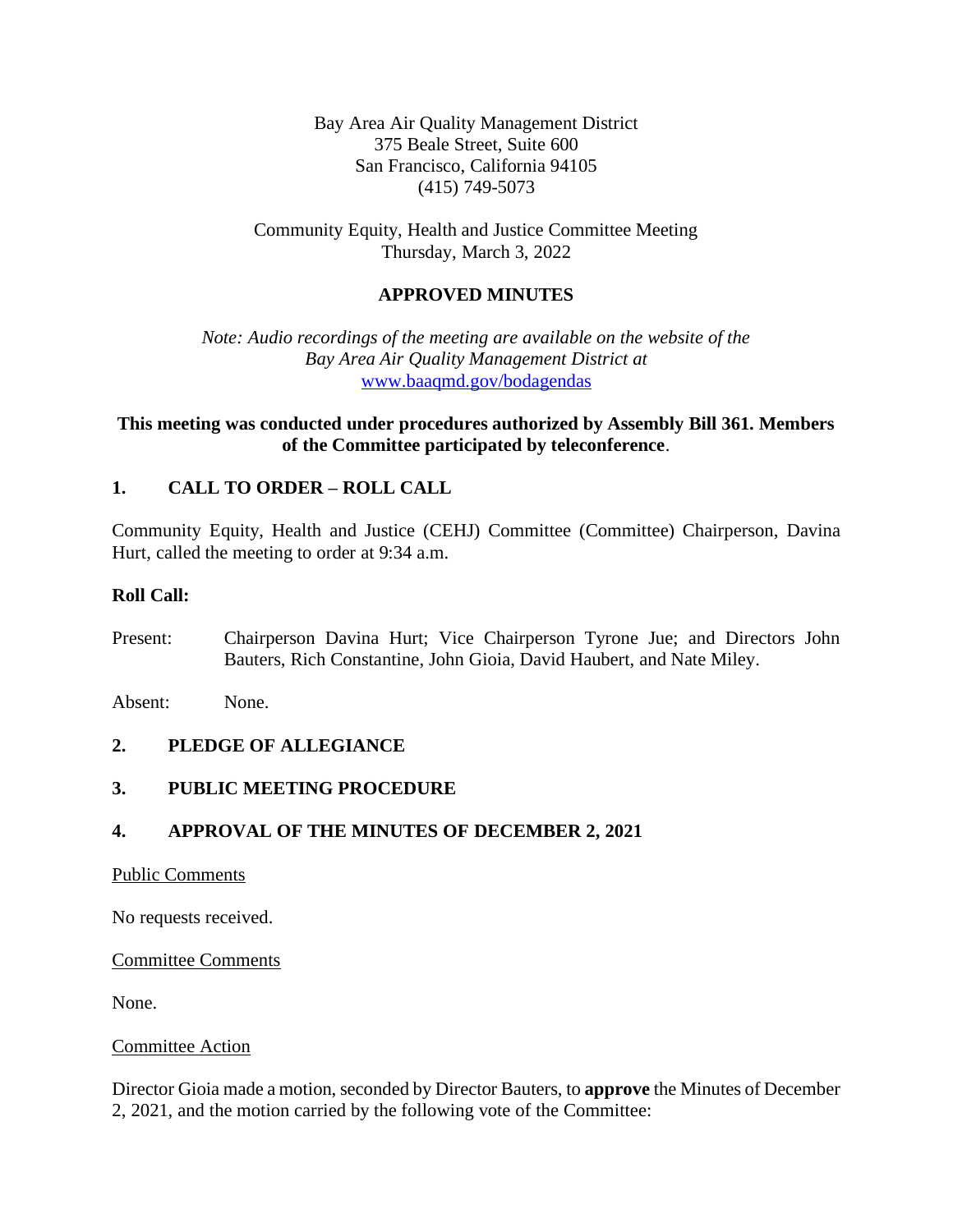Bay Area Air Quality Management District
375 Beale Street, Suite 600
San Francisco, California 94105
(415) 749-5073

Community Equity, Health and Justice Committee Meeting
Thursday, March 3, 2022

**APPROVED MINUTES**

*Note: Audio recordings of the meeting are available on the website of the Bay Area Air Quality Management District at* [www.baaqmd.gov/bodagendas](http://www.baaqmd.gov/bodagendas)

**This meeting was conducted under procedures authorized by Assembly Bill 361. Members of the Committee participated by teleconference**.

## 1. CALL TO ORDER – ROLL CALL

Community Equity, Health and Justice (CEHJ) Committee (Committee) Chairperson, Davina Hurt, called the meeting to order at 9:34 a.m.

**Roll Call:**

Present: Chairperson Davina Hurt; Vice Chairperson Tyrone Jue; and Directors John Bauters, Rich Constantine, John Gioia, David Haubert, and Nate Miley.

Absent: None.

## 2. PLEDGE OF ALLEGIANCE

## 3. PUBLIC MEETING PROCEDURE

## 4. APPROVAL OF THE MINUTES OF DECEMBER 2, 2021

Public Comments

No requests received.

Committee Comments

None.

Committee Action

Director Gioia made a motion, seconded by Director Bauters, to **approve** the Minutes of December 2, 2021, and the motion carried by the following vote of the Committee: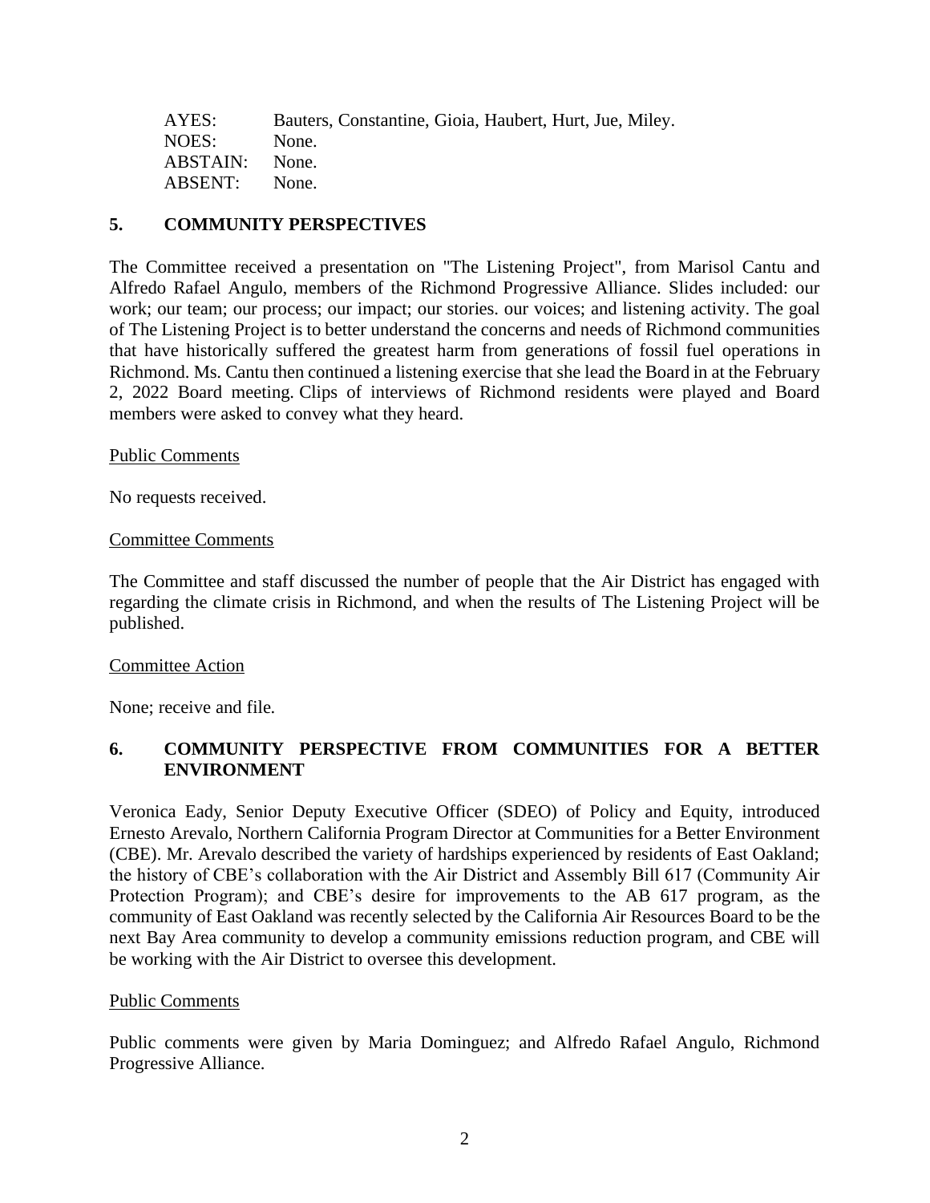| | |
|---|---|
| AYES: | Bauters, Constantine, Gioia, Haubert, Hurt, Jue, Miley. |
| NOES: | None. |
| ABSTAIN: | None. |
| ABSENT: | None. |

## 5. COMMUNITY PERSPECTIVES

The Committee received a presentation on "The Listening Project", from Marisol Cantu and Alfredo Rafael Angulo, members of the Richmond Progressive Alliance. Slides included: our work; our team; our process; our impact; our stories. our voices; and listening activity. The goal of The Listening Project is to better understand the concerns and needs of Richmond communities that have historically suffered the greatest harm from generations of fossil fuel operations in Richmond. Ms. Cantu then continued a listening exercise that she lead the Board in at the February 2, 2022 Board meeting. Clips of interviews of Richmond residents were played and Board members were asked to convey what they heard.

Public Comments

No requests received.

Committee Comments

The Committee and staff discussed the number of people that the Air District has engaged with regarding the climate crisis in Richmond, and when the results of The Listening Project will be published.

Committee Action

None; receive and file.

## 6. COMMUNITY PERSPECTIVE FROM COMMUNITIES FOR A BETTER ENVIRONMENT

Veronica Eady, Senior Deputy Executive Officer (SDEO) of Policy and Equity, introduced Ernesto Arevalo, Northern California Program Director at Communities for a Better Environment (CBE). Mr. Arevalo described the variety of hardships experienced by residents of East Oakland; the history of CBE's collaboration with the Air District and Assembly Bill 617 (Community Air Protection Program); and CBE's desire for improvements to the AB 617 program, as the community of East Oakland was recently selected by the California Air Resources Board to be the next Bay Area community to develop a community emissions reduction program, and CBE will be working with the Air District to oversee this development.

Public Comments

Public comments were given by Maria Dominguez; and Alfredo Rafael Angulo, Richmond Progressive Alliance.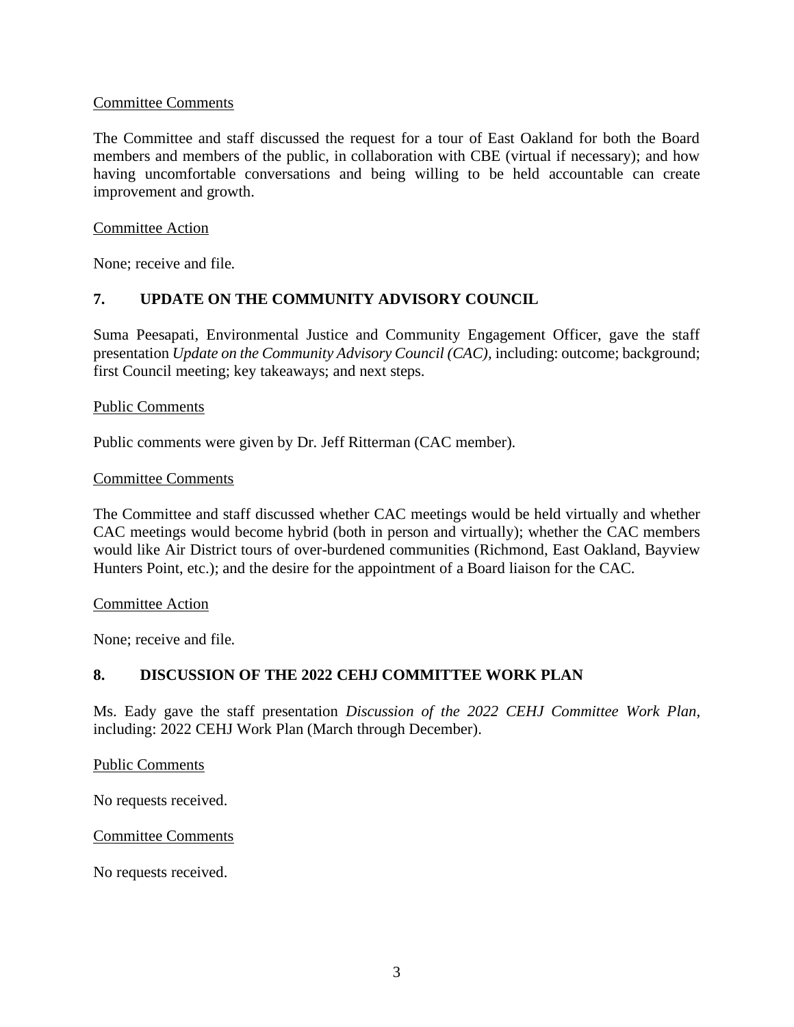Committee Comments

The Committee and staff discussed the request for a tour of East Oakland for both the Board members and members of the public, in collaboration with CBE (virtual if necessary); and how having uncomfortable conversations and being willing to be held accountable can create improvement and growth.

Committee Action

None; receive and file.

## 7. UPDATE ON THE COMMUNITY ADVISORY COUNCIL

Suma Peesapati, Environmental Justice and Community Engagement Officer, gave the staff presentation *Update on the Community Advisory Council (CAC)*, including: outcome; background; first Council meeting; key takeaways; and next steps.

Public Comments

Public comments were given by Dr. Jeff Ritterman (CAC member).

Committee Comments

The Committee and staff discussed whether CAC meetings would be held virtually and whether CAC meetings would become hybrid (both in person and virtually); whether the CAC members would like Air District tours of over-burdened communities (Richmond, East Oakland, Bayview Hunters Point, etc.); and the desire for the appointment of a Board liaison for the CAC.

Committee Action

None; receive and file.

## 8. DISCUSSION OF THE 2022 CEHJ COMMITTEE WORK PLAN

Ms. Eady gave the staff presentation *Discussion of the 2022 CEHJ Committee Work Plan*, including: 2022 CEHJ Work Plan (March through December).

Public Comments

No requests received.

Committee Comments

No requests received.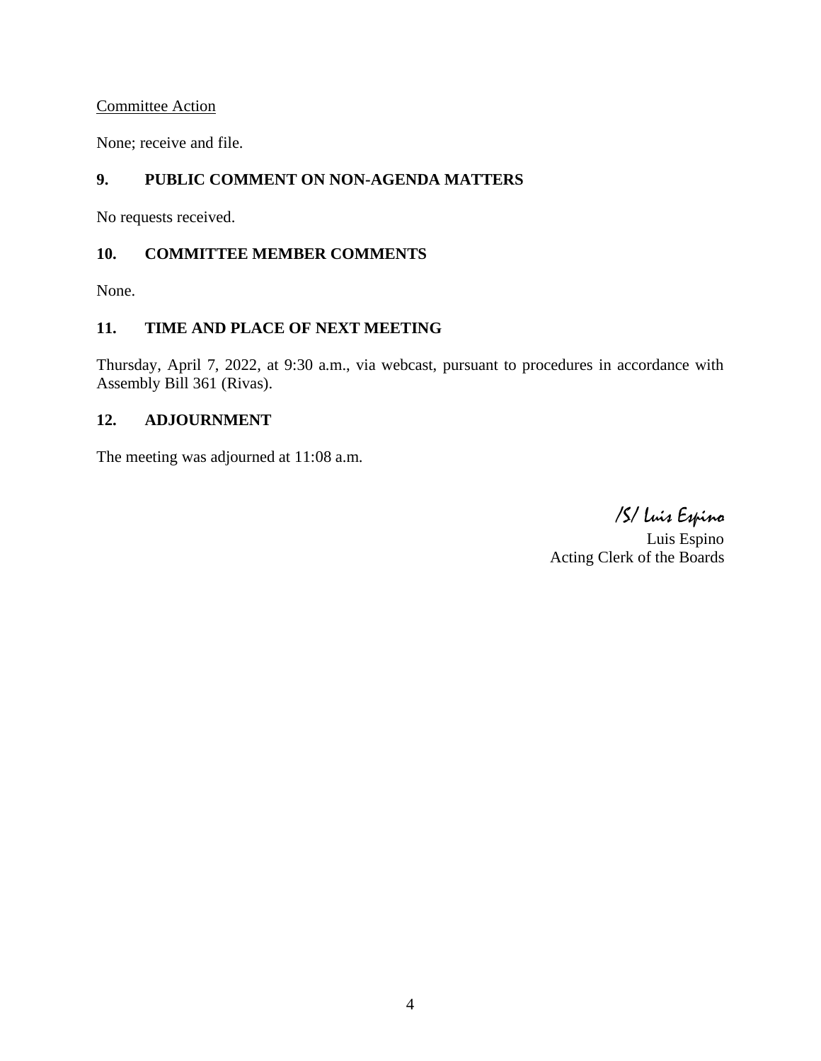Committee Action

None; receive and file.

**9. PUBLIC COMMENT ON NON-AGENDA MATTERS**

No requests received.

**10. COMMITTEE MEMBER COMMENTS**

None.

**11. TIME AND PLACE OF NEXT MEETING**

Thursday, April 7, 2022, at 9:30 a.m., via webcast, pursuant to procedures in accordance with Assembly Bill 361 (Rivas).

**12. ADJOURNMENT**

The meeting was adjourned at 11:08 a.m.

/S/ Luis Espino

Luis Espino
Acting Clerk of the Boards